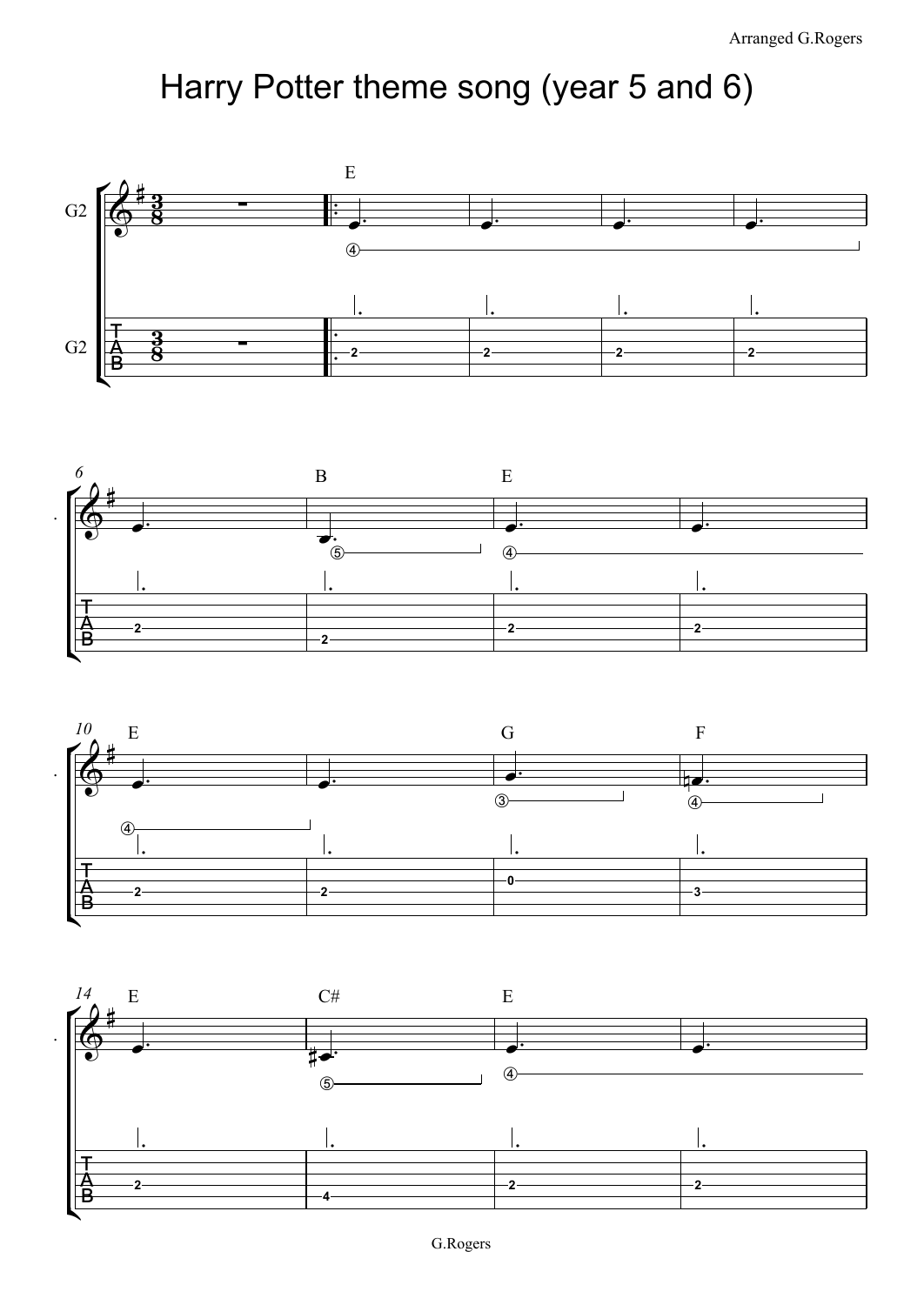Arranged G.Rogers

# Harry Potter theme song (year 5 and 6)

G.Rogers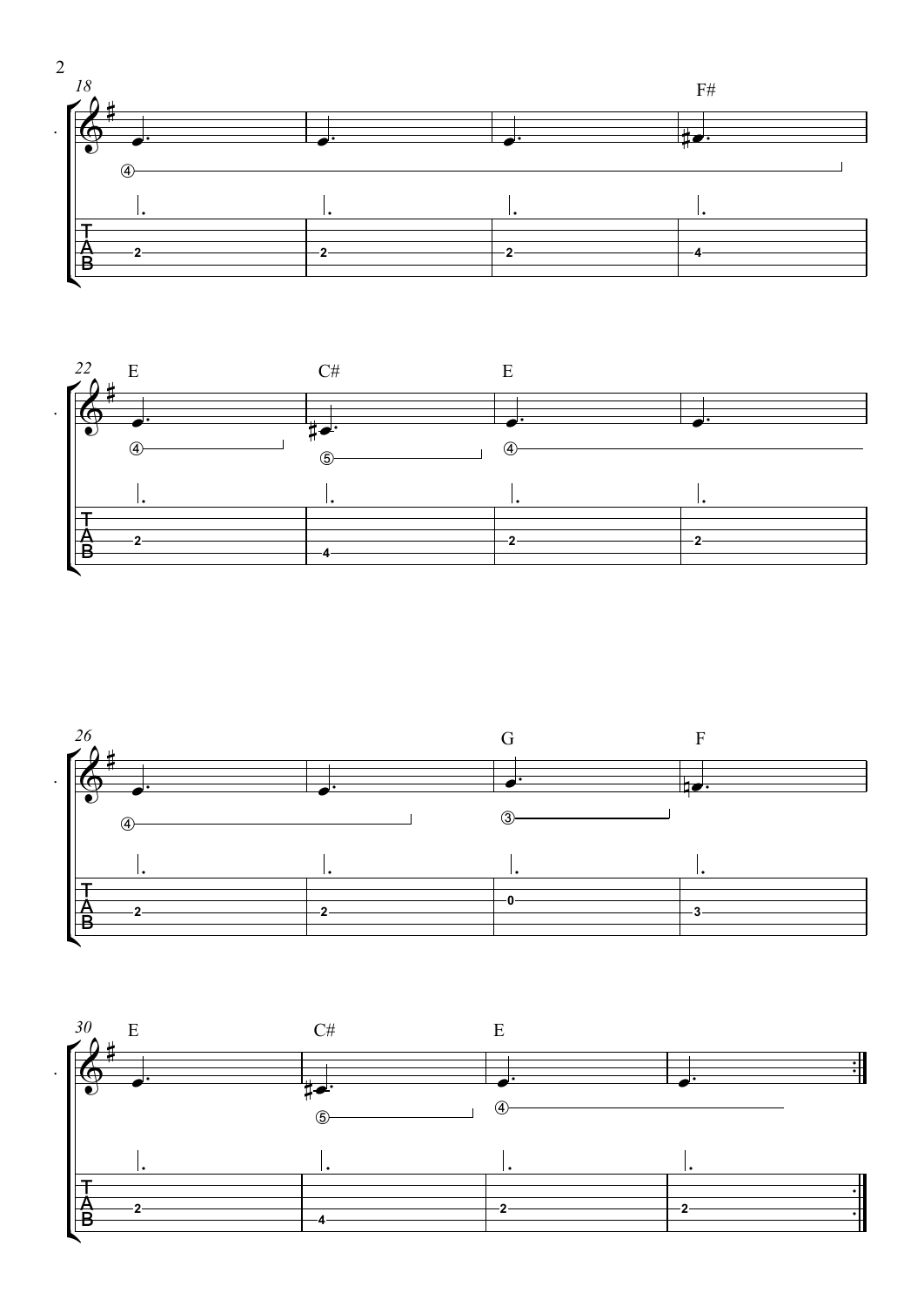18

F#

22

E

C#

E

26

G

F

30

E

C#

E